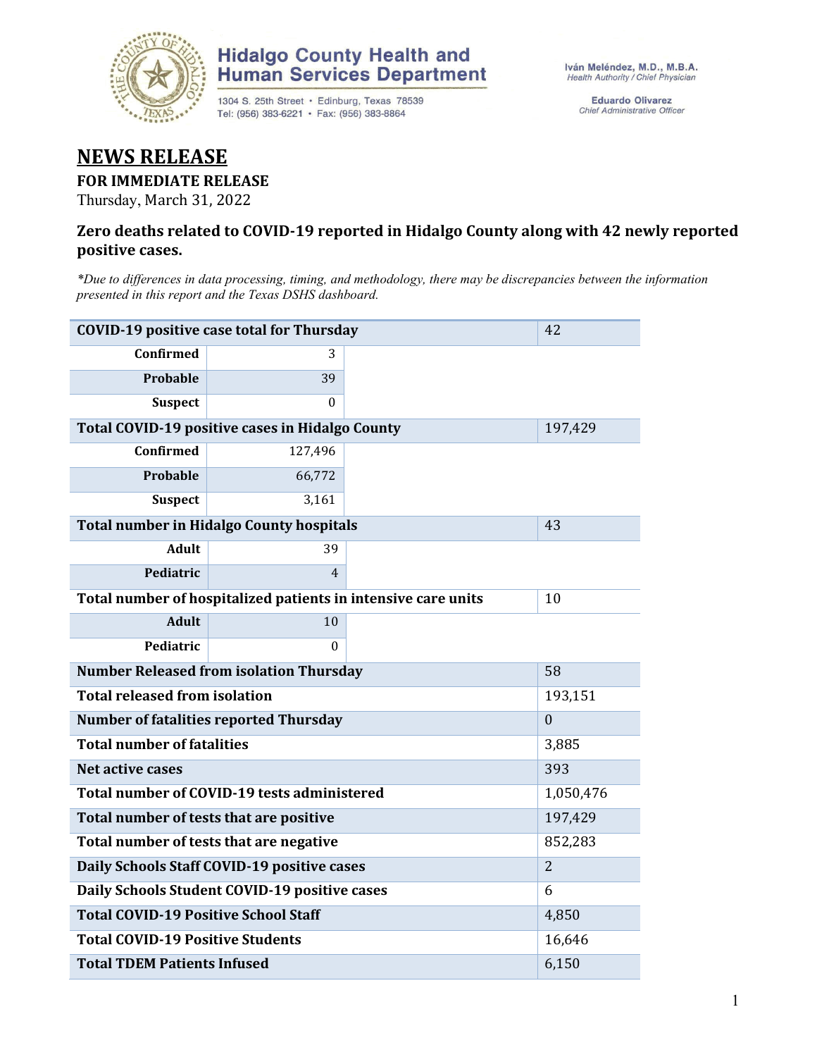# Hidalgo County Health and Human Services Department

1304 S. 25th Street • Edinburg, Texas 78539
Tel: (956) 383-6221 • Fax: (956) 383-8864

**Iván Meléndez, M.D., M.B.A.**
*Health Authority / Chief Physician*

**Eduardo Olivarez**
*Chief Administrative Officer*

## NEWS RELEASE

**FOR IMMEDIATE RELEASE**

Thursday, March 31, 2022

### Zero deaths related to COVID-19 reported in Hidalgo County along with 42 newly reported positive cases.

*\*Due to differences in data processing, timing, and methodology, there may be discrepancies between the information presented in this report and the Texas DSHS dashboard.*

| COVID-19 positive case total for Thursday | | 42 |
|---|---|---|
| Confirmed | 3 | |
| Probable | 39 | |
| Suspect | 0 | |
| **Total COVID-19 positive cases in Hidalgo County** | | 197,429 |
| Confirmed | 127,496 | |
| Probable | 66,772 | |
| Suspect | 3,161 | |
| **Total number in Hidalgo County hospitals** | | 43 |
| Adult | 39 | |
| Pediatric | 4 | |
| **Total number of hospitalized patients in intensive care units** | | 10 |
| Adult | 10 | |
| Pediatric | 0 | |
| **Number Released from isolation Thursday** | | 58 |
| **Total released from isolation** | | 193,151 |
| **Number of fatalities reported Thursday** | | 0 |
| **Total number of fatalities** | | 3,885 |
| **Net active cases** | | 393 |
| **Total number of COVID-19 tests administered** | | 1,050,476 |
| **Total number of tests that are positive** | | 197,429 |
| **Total number of tests that are negative** | | 852,283 |
| **Daily Schools Staff COVID-19 positive cases** | | 2 |
| **Daily Schools Student COVID-19 positive cases** | | 6 |
| **Total COVID-19 Positive School Staff** | | 4,850 |
| **Total COVID-19 Positive Students** | | 16,646 |
| **Total TDEM Patients Infused** | | 6,150 |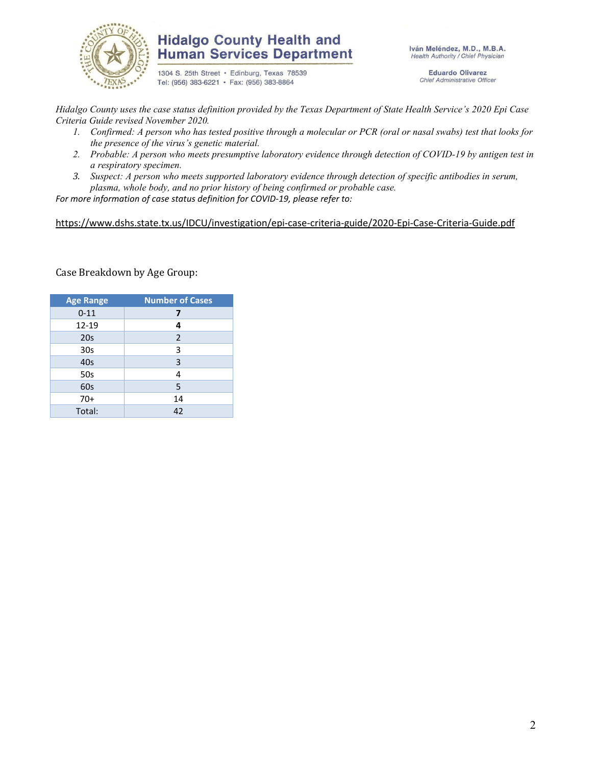Hidalgo County Health and Human Services Department

1304 S. 25th Street • Edinburg, Texas 78539
Tel: (956) 383-6221 • Fax: (956) 383-8864

**Iván Meléndez, M.D., M.B.A.**
*Health Authority / Chief Physician*

**Eduardo Olivarez**
*Chief Administrative Officer*

*Hidalgo County uses the case status definition provided by the Texas Department of State Health Service's 2020 Epi Case Criteria Guide revised November 2020.*

1. *Confirmed: A person who has tested positive through a molecular or PCR (oral or nasal swabs) test that looks for the presence of the virus's genetic material.*
2. *Probable: A person who meets presumptive laboratory evidence through detection of COVID-19 by antigen test in a respiratory specimen.*
3. *Suspect: A person who meets supported laboratory evidence through detection of specific antibodies in serum, plasma, whole body, and no prior history of being confirmed or probable case.*

*For more information of case status definition for COVID-19, please refer to:*

https://www.dshs.state.tx.us/IDCU/investigation/epi-case-criteria-guide/2020-Epi-Case-Criteria-Guide.pdf

Case Breakdown by Age Group:

| Age Range | Number of Cases |
|---|---|
| 0-11 | **7** |
| 12-19 | **4** |
| 20s | 2 |
| 30s | 3 |
| 40s | 3 |
| 50s | 4 |
| 60s | 5 |
| 70+ | 14 |
| Total: | 42 |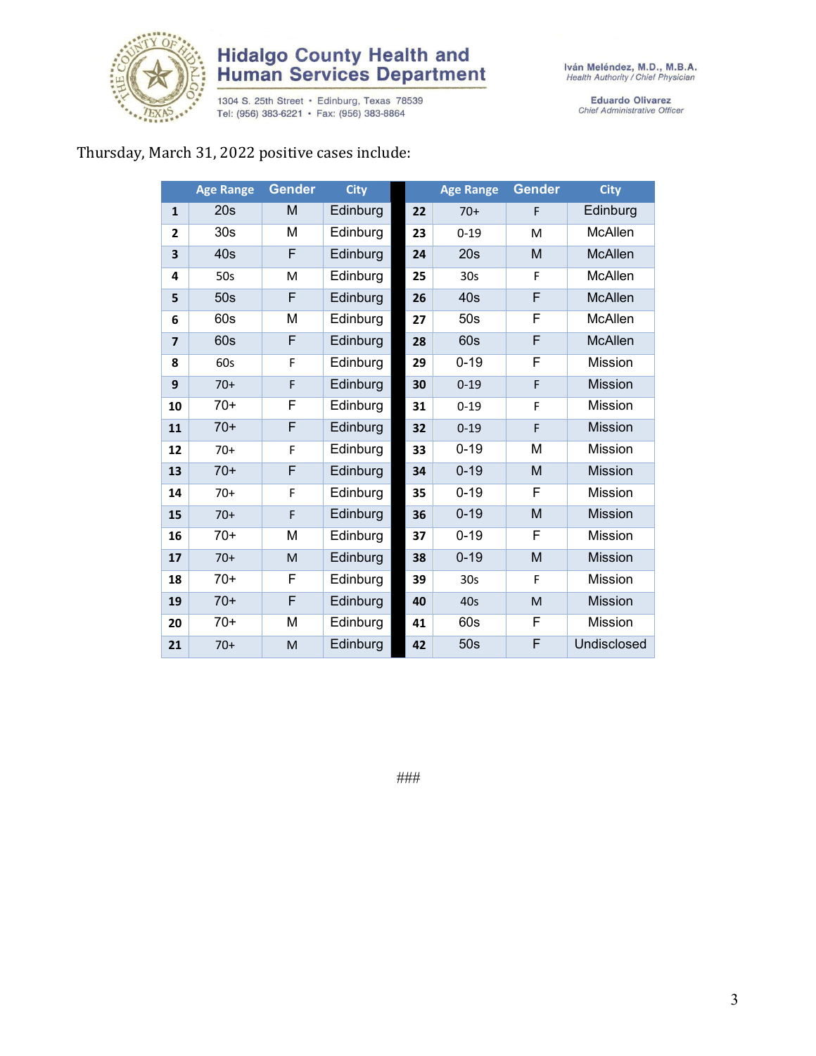**Hidalgo County Health and Human Services Department**

1304 S. 25th Street • Edinburg, Texas 78539
Tel: (956) 383-6221 • Fax: (956) 383-8864

**Iván Meléndez, M.D., M.B.A.**
*Health Authority / Chief Physician*

**Eduardo Olivarez**
*Chief Administrative Officer*

Thursday, March 31, 2022 positive cases include:

| | Age Range | Gender | City | | Age Range | Gender | City |
|---|---|---|---|---|---|---|---|
| 1 | 20s | M | Edinburg | 22 | 70+ | F | Edinburg |
| 2 | 30s | M | Edinburg | 23 | 0-19 | M | McAllen |
| 3 | 40s | F | Edinburg | 24 | 20s | M | McAllen |
| 4 | 50s | M | Edinburg | 25 | 30s | F | McAllen |
| 5 | 50s | F | Edinburg | 26 | 40s | F | McAllen |
| 6 | 60s | M | Edinburg | 27 | 50s | F | McAllen |
| 7 | 60s | F | Edinburg | 28 | 60s | F | McAllen |
| 8 | 60s | F | Edinburg | 29 | 0-19 | F | Mission |
| 9 | 70+ | F | Edinburg | 30 | 0-19 | F | Mission |
| 10 | 70+ | F | Edinburg | 31 | 0-19 | F | Mission |
| 11 | 70+ | F | Edinburg | 32 | 0-19 | F | Mission |
| 12 | 70+ | F | Edinburg | 33 | 0-19 | M | Mission |
| 13 | 70+ | F | Edinburg | 34 | 0-19 | M | Mission |
| 14 | 70+ | F | Edinburg | 35 | 0-19 | F | Mission |
| 15 | 70+ | F | Edinburg | 36 | 0-19 | M | Mission |
| 16 | 70+ | M | Edinburg | 37 | 0-19 | F | Mission |
| 17 | 70+ | M | Edinburg | 38 | 0-19 | M | Mission |
| 18 | 70+ | F | Edinburg | 39 | 30s | F | Mission |
| 19 | 70+ | F | Edinburg | 40 | 40s | M | Mission |
| 20 | 70+ | M | Edinburg | 41 | 60s | F | Mission |
| 21 | 70+ | M | Edinburg | 42 | 50s | F | Undisclosed |

###